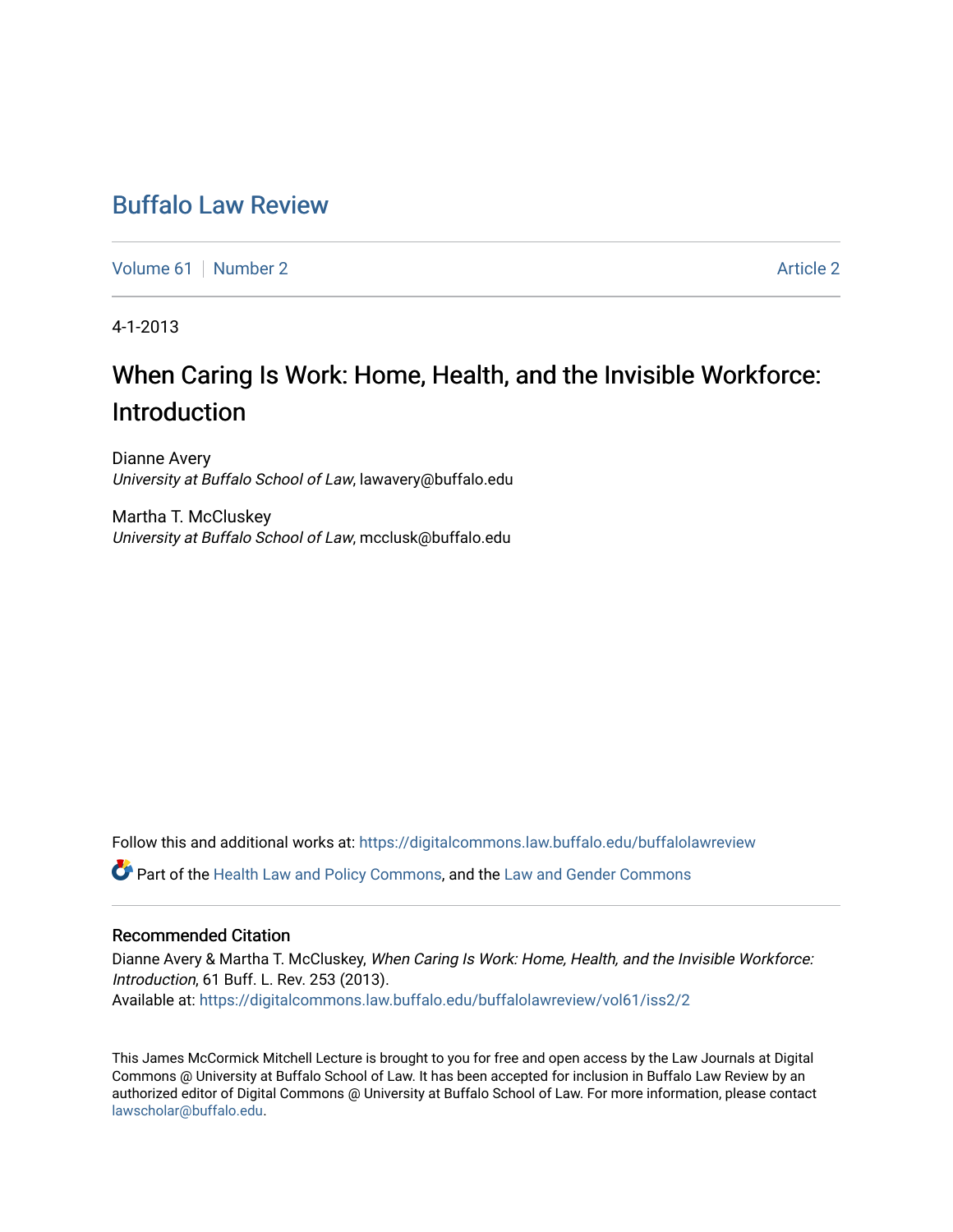# Buffalo Law Review

Volume 61 | Number 2 | Article 2

4-1-2013

## When Caring Is Work: Home, Health, and the Invisible Workforce: Introduction

Dianne Avery
*University at Buffalo School of Law*, lawavery@buffalo.edu

Martha T. McCluskey
*University at Buffalo School of Law*, mcclusk@buffalo.edu

Follow this and additional works at: https://digitalcommons.law.buffalo.edu/buffalolawreview

Part of the Health Law and Policy Commons, and the Law and Gender Commons

### Recommended Citation

Dianne Avery & Martha T. McCluskey, *When Caring Is Work: Home, Health, and the Invisible Workforce: Introduction*, 61 Buff. L. Rev. 253 (2013).
Available at: https://digitalcommons.law.buffalo.edu/buffalolawreview/vol61/iss2/2

This James McCormick Mitchell Lecture is brought to you for free and open access by the Law Journals at Digital Commons @ University at Buffalo School of Law. It has been accepted for inclusion in Buffalo Law Review by an authorized editor of Digital Commons @ University at Buffalo School of Law. For more information, please contact lawscholar@buffalo.edu.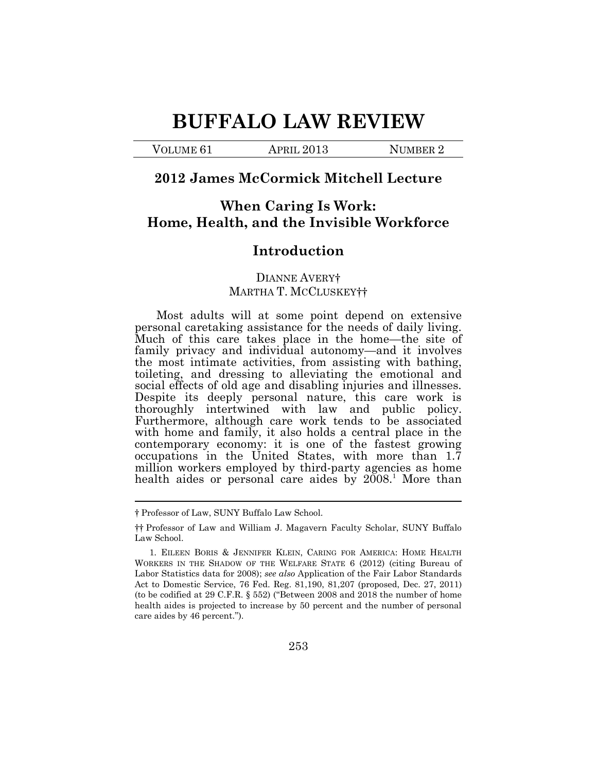# BUFFALO LAW REVIEW

VOLUME 61 APRIL 2013 NUMBER 2

## 2012 James McCormick Mitchell Lecture

## When Caring Is Work: Home, Health, and the Invisible Workforce

## Introduction

DIANNE AVERY†
MARTHA T. MCCLUSKEY††

Most adults will at some point depend on extensive personal caretaking assistance for the needs of daily living. Much of this care takes place in the home—the site of family privacy and individual autonomy—and it involves the most intimate activities, from assisting with bathing, toileting, and dressing to alleviating the emotional and social effects of old age and disabling injuries and illnesses. Despite its deeply personal nature, this care work is thoroughly intertwined with law and public policy. Furthermore, although care work tends to be associated with home and family, it also holds a central place in the contemporary economy: it is one of the fastest growing occupations in the United States, with more than 1.7 million workers employed by third-party agencies as home health aides or personal care aides by 2008.[1] More than

---

† Professor of Law, SUNY Buffalo Law School.

†† Professor of Law and William J. Magavern Faculty Scholar, SUNY Buffalo Law School.

1. EILEEN BORIS & JENNIFER KLEIN, CARING FOR AMERICA: HOME HEALTH WORKERS IN THE SHADOW OF THE WELFARE STATE 6 (2012) (citing Bureau of Labor Statistics data for 2008); *see also* Application of the Fair Labor Standards Act to Domestic Service, 76 Fed. Reg. 81,190, 81,207 (proposed, Dec. 27, 2011) (to be codified at 29 C.F.R. § 552) ("Between 2008 and 2018 the number of home health aides is projected to increase by 50 percent and the number of personal care aides by 46 percent.").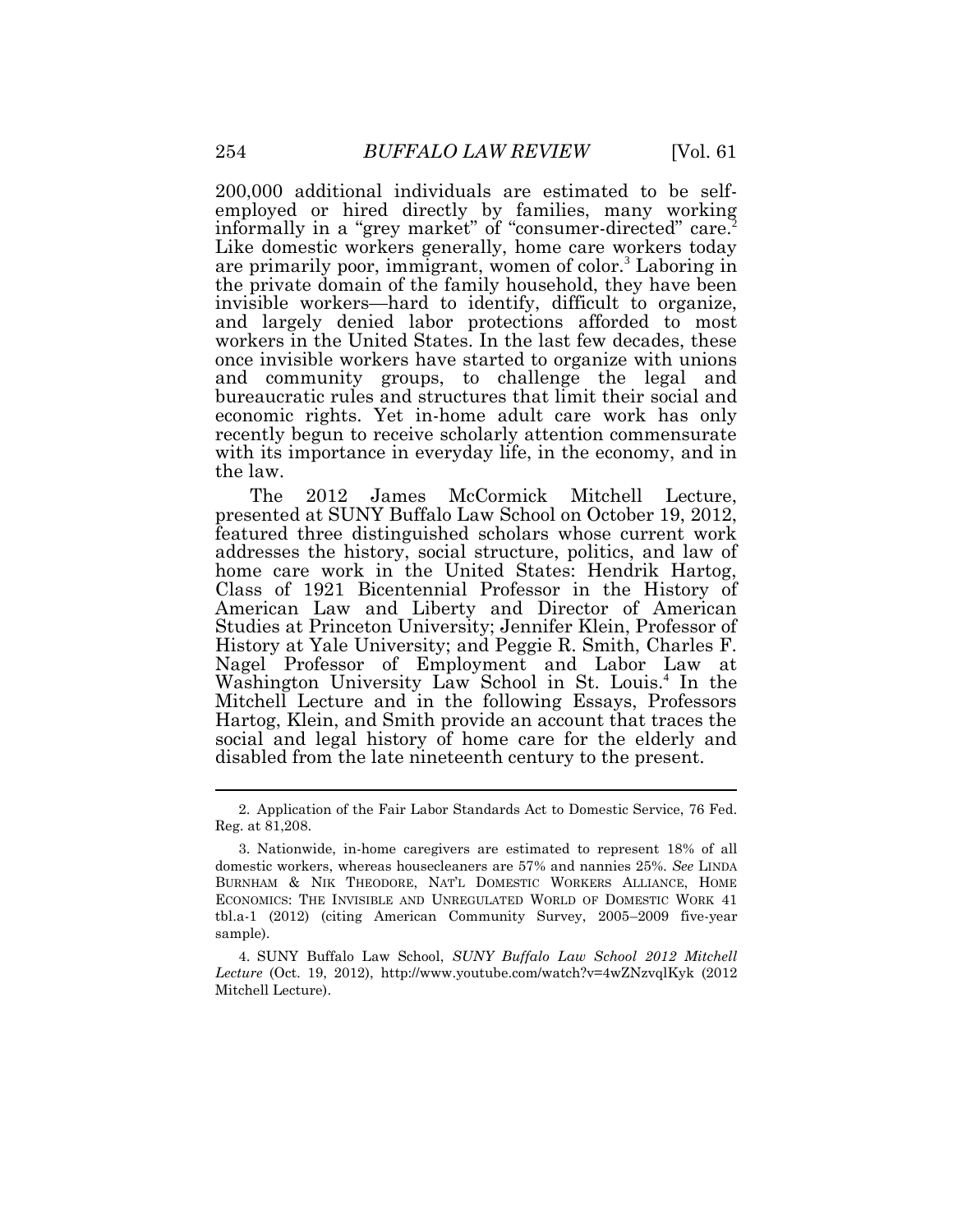200,000 additional individuals are estimated to be self-employed or hired directly by families, many working informally in a "grey market" of "consumer-directed" care.[2] Like domestic workers generally, home care workers today are primarily poor, immigrant, women of color.[3] Laboring in the private domain of the family household, they have been invisible workers—hard to identify, difficult to organize, and largely denied labor protections afforded to most workers in the United States. In the last few decades, these once invisible workers have started to organize with unions and community groups, to challenge the legal and bureaucratic rules and structures that limit their social and economic rights. Yet in-home adult care work has only recently begun to receive scholarly attention commensurate with its importance in everyday life, in the economy, and in the law.

The 2012 James McCormick Mitchell Lecture, presented at SUNY Buffalo Law School on October 19, 2012, featured three distinguished scholars whose current work addresses the history, social structure, politics, and law of home care work in the United States: Hendrik Hartog, Class of 1921 Bicentennial Professor in the History of American Law and Liberty and Director of American Studies at Princeton University; Jennifer Klein, Professor of History at Yale University; and Peggie R. Smith, Charles F. Nagel Professor of Employment and Labor Law at Washington University Law School in St. Louis.[4] In the Mitchell Lecture and in the following Essays, Professors Hartog, Klein, and Smith provide an account that traces the social and legal history of home care for the elderly and disabled from the late nineteenth century to the present.

---

2. Application of the Fair Labor Standards Act to Domestic Service, 76 Fed. Reg. at 81,208.

3. Nationwide, in-home caregivers are estimated to represent 18% of all domestic workers, whereas housecleaners are 57% and nannies 25%. *See* LINDA BURNHAM & NIK THEODORE, NAT'L DOMESTIC WORKERS ALLIANCE, HOME ECONOMICS: THE INVISIBLE AND UNREGULATED WORLD OF DOMESTIC WORK 41 tbl.a-1 (2012) (citing American Community Survey, 2005–2009 five-year sample).

4. SUNY Buffalo Law School, *SUNY Buffalo Law School 2012 Mitchell Lecture* (Oct. 19, 2012), http://www.youtube.com/watch?v=4wZNzvqlKyk (2012 Mitchell Lecture).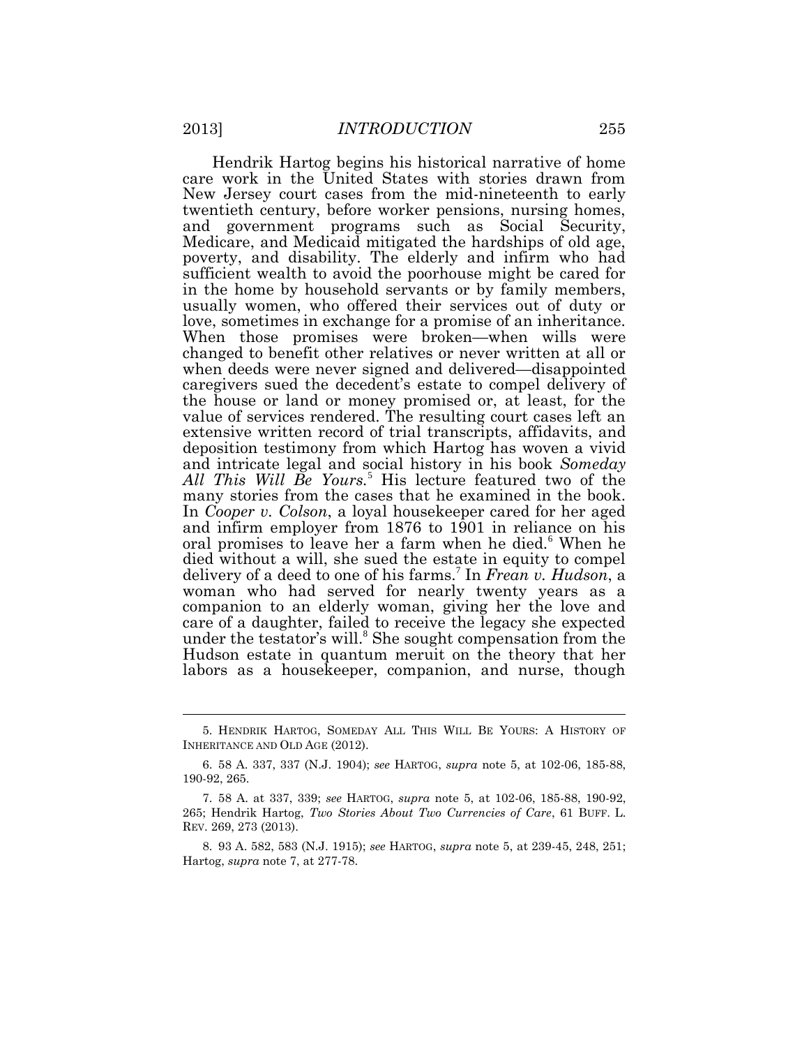Hendrik Hartog begins his historical narrative of home care work in the United States with stories drawn from New Jersey court cases from the mid-nineteenth to early twentieth century, before worker pensions, nursing homes, and government programs such as Social Security, Medicare, and Medicaid mitigated the hardships of old age, poverty, and disability. The elderly and infirm who had sufficient wealth to avoid the poorhouse might be cared for in the home by household servants or by family members, usually women, who offered their services out of duty or love, sometimes in exchange for a promise of an inheritance. When those promises were broken—when wills were changed to benefit other relatives or never written at all or when deeds were never signed and delivered—disappointed caregivers sued the decedent's estate to compel delivery of the house or land or money promised or, at least, for the value of services rendered. The resulting court cases left an extensive written record of trial transcripts, affidavits, and deposition testimony from which Hartog has woven a vivid and intricate legal and social history in his book *Someday All This Will Be Yours*.[5] His lecture featured two of the many stories from the cases that he examined in the book. In *Cooper v. Colson*, a loyal housekeeper cared for her aged and infirm employer from 1876 to 1901 in reliance on his oral promises to leave her a farm when he died.[6] When he died without a will, she sued the estate in equity to compel delivery of a deed to one of his farms.[7] In *Frean v. Hudson*, a woman who had served for nearly twenty years as a companion to an elderly woman, giving her the love and care of a daughter, failed to receive the legacy she expected under the testator's will.[8] She sought compensation from the Hudson estate in quantum meruit on the theory that her labors as a housekeeper, companion, and nurse, though

---

5. HENDRIK HARTOG, SOMEDAY ALL THIS WILL BE YOURS: A HISTORY OF INHERITANCE AND OLD AGE (2012).

6. 58 A. 337, 337 (N.J. 1904); *see* HARTOG, *supra* note 5, at 102-06, 185-88, 190-92, 265.

7. 58 A. at 337, 339; *see* HARTOG, *supra* note 5, at 102-06, 185-88, 190-92, 265; Hendrik Hartog, *Two Stories About Two Currencies of Care*, 61 BUFF. L. REV. 269, 273 (2013).

8. 93 A. 582, 583 (N.J. 1915); *see* HARTOG, *supra* note 5, at 239-45, 248, 251; Hartog, *supra* note 7, at 277-78.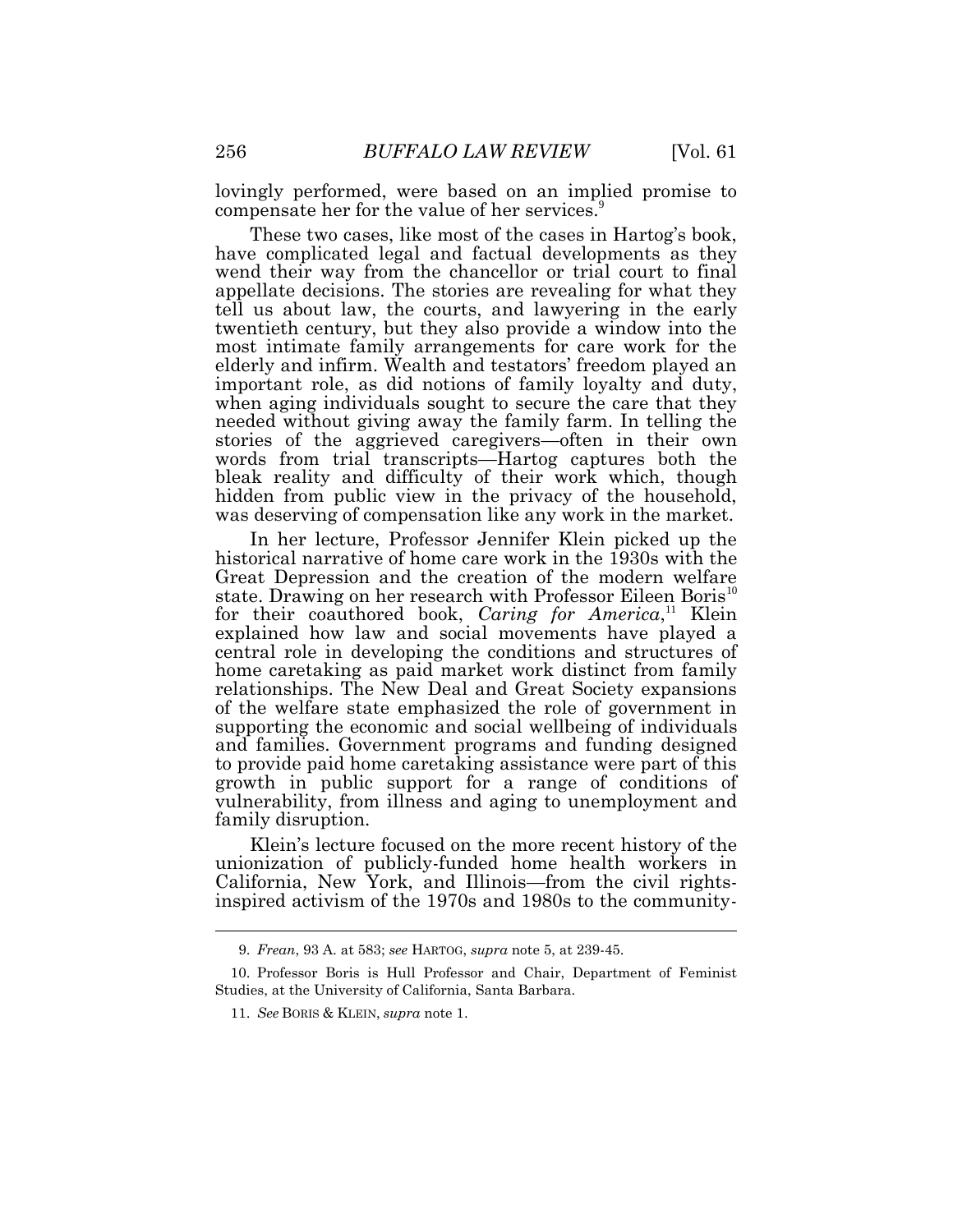lovingly performed, were based on an implied promise to compensate her for the value of her services.[9]

These two cases, like most of the cases in Hartog's book, have complicated legal and factual developments as they wend their way from the chancellor or trial court to final appellate decisions. The stories are revealing for what they tell us about law, the courts, and lawyering in the early twentieth century, but they also provide a window into the most intimate family arrangements for care work for the elderly and infirm. Wealth and testators' freedom played an important role, as did notions of family loyalty and duty, when aging individuals sought to secure the care that they needed without giving away the family farm. In telling the stories of the aggrieved caregivers—often in their own words from trial transcripts—Hartog captures both the bleak reality and difficulty of their work which, though hidden from public view in the privacy of the household, was deserving of compensation like any work in the market.

In her lecture, Professor Jennifer Klein picked up the historical narrative of home care work in the 1930s with the Great Depression and the creation of the modern welfare state. Drawing on her research with Professor Eileen Boris[10] for their coauthored book, *Caring for America*,[11] Klein explained how law and social movements have played a central role in developing the conditions and structures of home caretaking as paid market work distinct from family relationships. The New Deal and Great Society expansions of the welfare state emphasized the role of government in supporting the economic and social wellbeing of individuals and families. Government programs and funding designed to provide paid home caretaking assistance were part of this growth in public support for a range of conditions of vulnerability, from illness and aging to unemployment and family disruption.

Klein's lecture focused on the more recent history of the unionization of publicly-funded home health workers in California, New York, and Illinois—from the civil rights-inspired activism of the 1970s and 1980s to the community-

---

9. *Frean*, 93 A. at 583; *see* HARTOG, *supra* note 5, at 239-45.

10. Professor Boris is Hull Professor and Chair, Department of Feminist Studies, at the University of California, Santa Barbara.

11. *See* BORIS & KLEIN, *supra* note 1.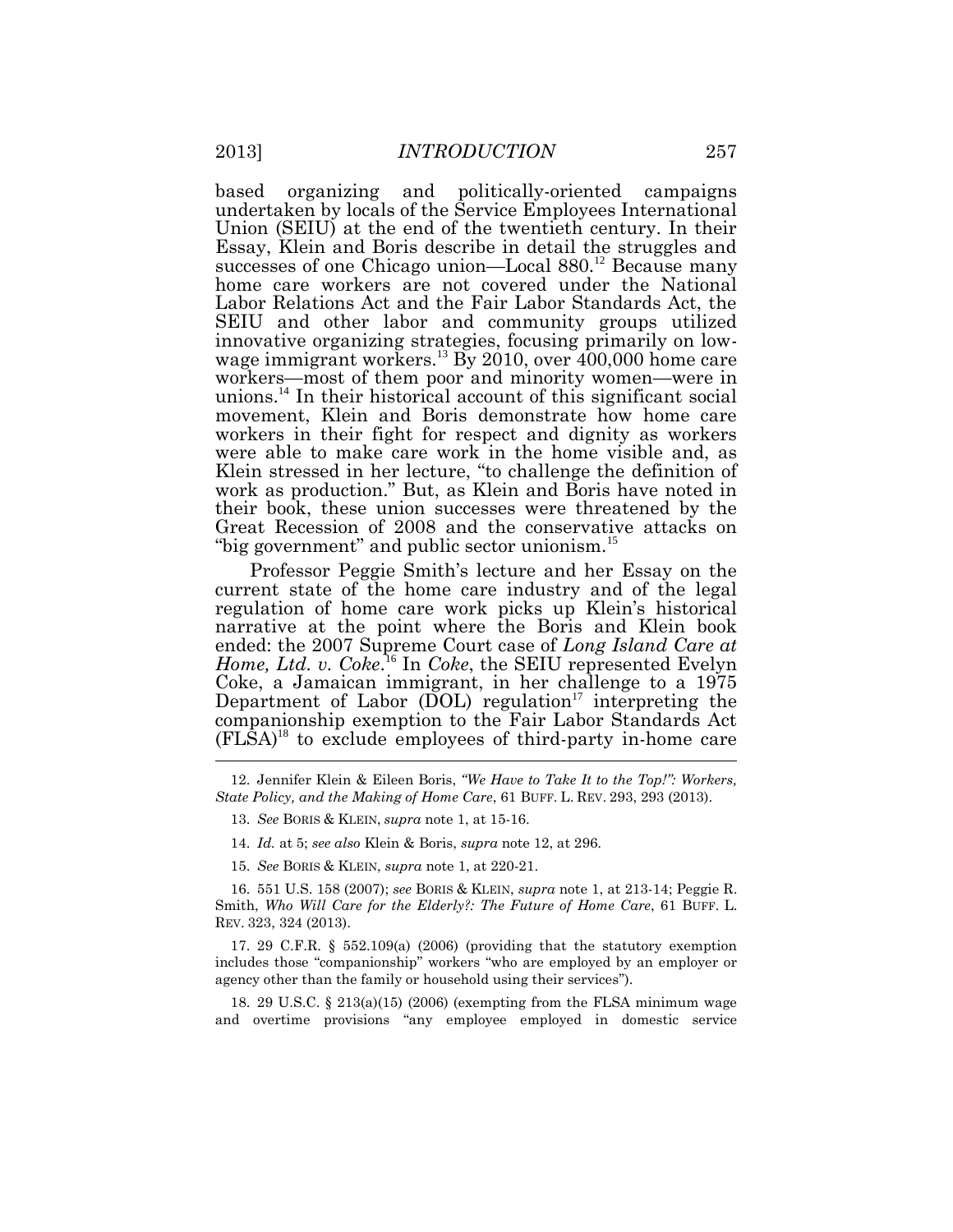based organizing and politically-oriented campaigns undertaken by locals of the Service Employees International Union (SEIU) at the end of the twentieth century. In their Essay, Klein and Boris describe in detail the struggles and successes of one Chicago union—Local 880.[12] Because many home care workers are not covered under the National Labor Relations Act and the Fair Labor Standards Act, the SEIU and other labor and community groups utilized innovative organizing strategies, focusing primarily on low-wage immigrant workers.[13] By 2010, over 400,000 home care workers—most of them poor and minority women—were in unions.[14] In their historical account of this significant social movement, Klein and Boris demonstrate how home care workers in their fight for respect and dignity as workers were able to make care work in the home visible and, as Klein stressed in her lecture, "to challenge the definition of work as production." But, as Klein and Boris have noted in their book, these union successes were threatened by the Great Recession of 2008 and the conservative attacks on "big government" and public sector unionism.[15]

Professor Peggie Smith's lecture and her Essay on the current state of the home care industry and of the legal regulation of home care work picks up Klein's historical narrative at the point where the Boris and Klein book ended: the 2007 Supreme Court case of *Long Island Care at Home, Ltd. v. Coke*.[16] In *Coke*, the SEIU represented Evelyn Coke, a Jamaican immigrant, in her challenge to a 1975 Department of Labor (DOL) regulation[17] interpreting the companionship exemption to the Fair Labor Standards Act (FLSA)[18] to exclude employees of third-party in-home care

---

12. Jennifer Klein & Eileen Boris, *"We Have to Take It to the Top!": Workers, State Policy, and the Making of Home Care*, 61 BUFF. L. REV. 293, 293 (2013).

13. *See* BORIS & KLEIN, *supra* note 1, at 15-16.

14. *Id.* at 5; *see also* Klein & Boris, *supra* note 12, at 296.

15. *See* BORIS & KLEIN, *supra* note 1, at 220-21.

16. 551 U.S. 158 (2007); *see* BORIS & KLEIN, *supra* note 1, at 213-14; Peggie R. Smith, *Who Will Care for the Elderly?: The Future of Home Care*, 61 BUFF. L. REV. 323, 324 (2013).

17. 29 C.F.R. § 552.109(a) (2006) (providing that the statutory exemption includes those "companionship" workers "who are employed by an employer or agency other than the family or household using their services").

18. 29 U.S.C. § 213(a)(15) (2006) (exempting from the FLSA minimum wage and overtime provisions "any employee employed in domestic service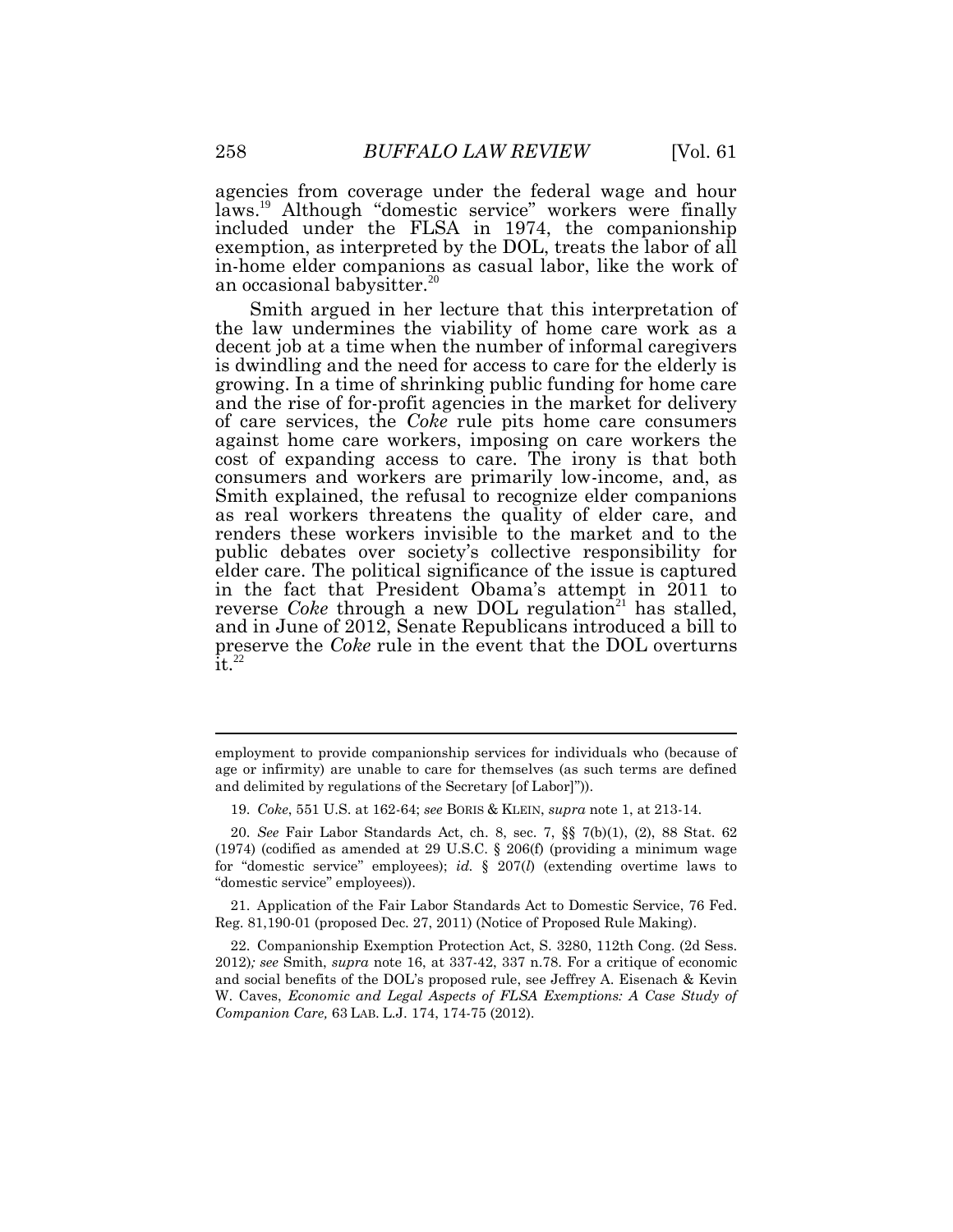agencies from coverage under the federal wage and hour laws.[19] Although "domestic service" workers were finally included under the FLSA in 1974, the companionship exemption, as interpreted by the DOL, treats the labor of all in-home elder companions as casual labor, like the work of an occasional babysitter.[20]

Smith argued in her lecture that this interpretation of the law undermines the viability of home care work as a decent job at a time when the number of informal caregivers is dwindling and the need for access to care for the elderly is growing. In a time of shrinking public funding for home care and the rise of for-profit agencies in the market for delivery of care services, the *Coke* rule pits home care consumers against home care workers, imposing on care workers the cost of expanding access to care. The irony is that both consumers and workers are primarily low-income, and, as Smith explained, the refusal to recognize elder companions as real workers threatens the quality of elder care, and renders these workers invisible to the market and to the public debates over society's collective responsibility for elder care. The political significance of the issue is captured in the fact that President Obama's attempt in 2011 to reverse *Coke* through a new DOL regulation[21] has stalled, and in June of 2012, Senate Republicans introduced a bill to preserve the *Coke* rule in the event that the DOL overturns it.[22]

---

employment to provide companionship services for individuals who (because of age or infirmity) are unable to care for themselves (as such terms are defined and delimited by regulations of the Secretary [of Labor]")).

19. *Coke*, 551 U.S. at 162-64; *see* BORIS & KLEIN, *supra* note 1, at 213-14.

20. *See* Fair Labor Standards Act, ch. 8, sec. 7, §§ 7(b)(1), (2), 88 Stat. 62 (1974) (codified as amended at 29 U.S.C. § 206(f) (providing a minimum wage for "domestic service" employees); *id.* § 207(*l*) (extending overtime laws to "domestic service" employees)).

21. Application of the Fair Labor Standards Act to Domestic Service, 76 Fed. Reg. 81,190-01 (proposed Dec. 27, 2011) (Notice of Proposed Rule Making).

22. Companionship Exemption Protection Act, S. 3280, 112th Cong. (2d Sess. 2012)*; see* Smith, *supra* note 16, at 337-42, 337 n.78. For a critique of economic and social benefits of the DOL's proposed rule, see Jeffrey A. Eisenach & Kevin W. Caves, *Economic and Legal Aspects of FLSA Exemptions: A Case Study of Companion Care,* 63 LAB. L.J. 174, 174-75 (2012).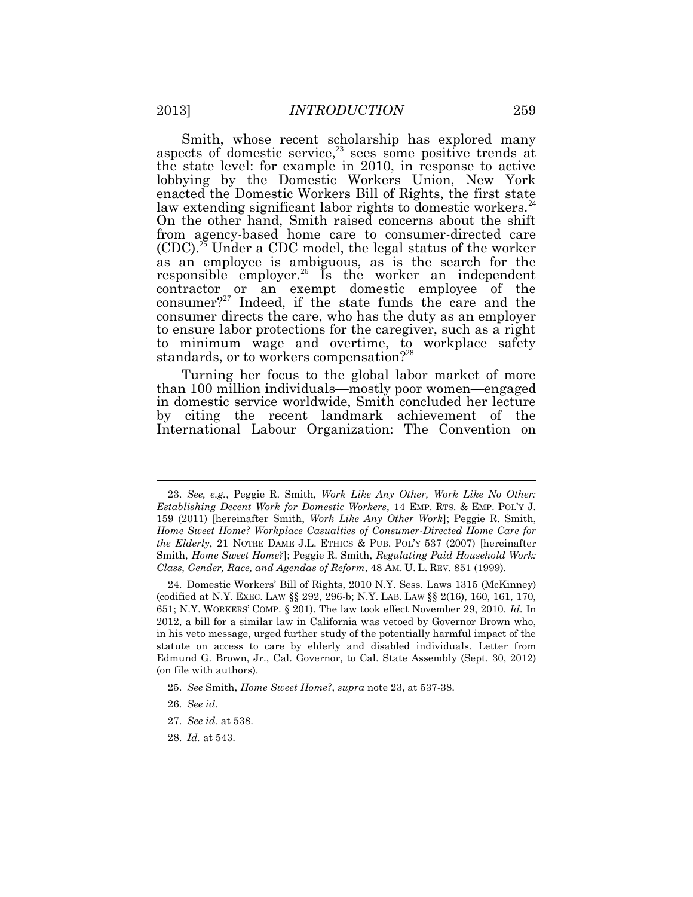Smith, whose recent scholarship has explored many aspects of domestic service,[23] sees some positive trends at the state level: for example in 2010, in response to active lobbying by the Domestic Workers Union, New York enacted the Domestic Workers Bill of Rights, the first state law extending significant labor rights to domestic workers.[24] On the other hand, Smith raised concerns about the shift from agency-based home care to consumer-directed care (CDC).[25] Under a CDC model, the legal status of the worker as an employee is ambiguous, as is the search for the responsible employer.[26] Is the worker an independent contractor or an exempt domestic employee of the consumer?[27] Indeed, if the state funds the care and the consumer directs the care, who has the duty as an employer to ensure labor protections for the caregiver, such as a right to minimum wage and overtime, to workplace safety standards, or to workers compensation?[28]

Turning her focus to the global labor market of more than 100 million individuals—mostly poor women—engaged in domestic service worldwide, Smith concluded her lecture by citing the recent landmark achievement of the International Labour Organization: The Convention on

---

23. *See, e.g.*, Peggie R. Smith, *Work Like Any Other, Work Like No Other: Establishing Decent Work for Domestic Workers*, 14 EMP. RTS. & EMP. POL'Y J. 159 (2011) [hereinafter Smith, *Work Like Any Other Work*]; Peggie R. Smith, *Home Sweet Home? Workplace Casualties of Consumer-Directed Home Care for the Elderly*, 21 NOTRE DAME J.L. ETHICS & PUB. POL'Y 537 (2007) [hereinafter Smith, *Home Sweet Home?*]; Peggie R. Smith, *Regulating Paid Household Work: Class, Gender, Race, and Agendas of Reform*, 48 AM. U. L. REV. 851 (1999).

24. Domestic Workers' Bill of Rights, 2010 N.Y. Sess. Laws 1315 (McKinney) (codified at N.Y. EXEC. LAW §§ 292, 296-b; N.Y. LAB. LAW §§ 2(16), 160, 161, 170, 651; N.Y. WORKERS' COMP. § 201). The law took effect November 29, 2010. *Id.* In 2012, a bill for a similar law in California was vetoed by Governor Brown who, in his veto message, urged further study of the potentially harmful impact of the statute on access to care by elderly and disabled individuals. Letter from Edmund G. Brown, Jr., Cal. Governor, to Cal. State Assembly (Sept. 30, 2012) (on file with authors).

25. *See* Smith, *Home Sweet Home?*, *supra* note 23, at 537-38.

26. *See id.*

27. *See id.* at 538.

28. *Id.* at 543.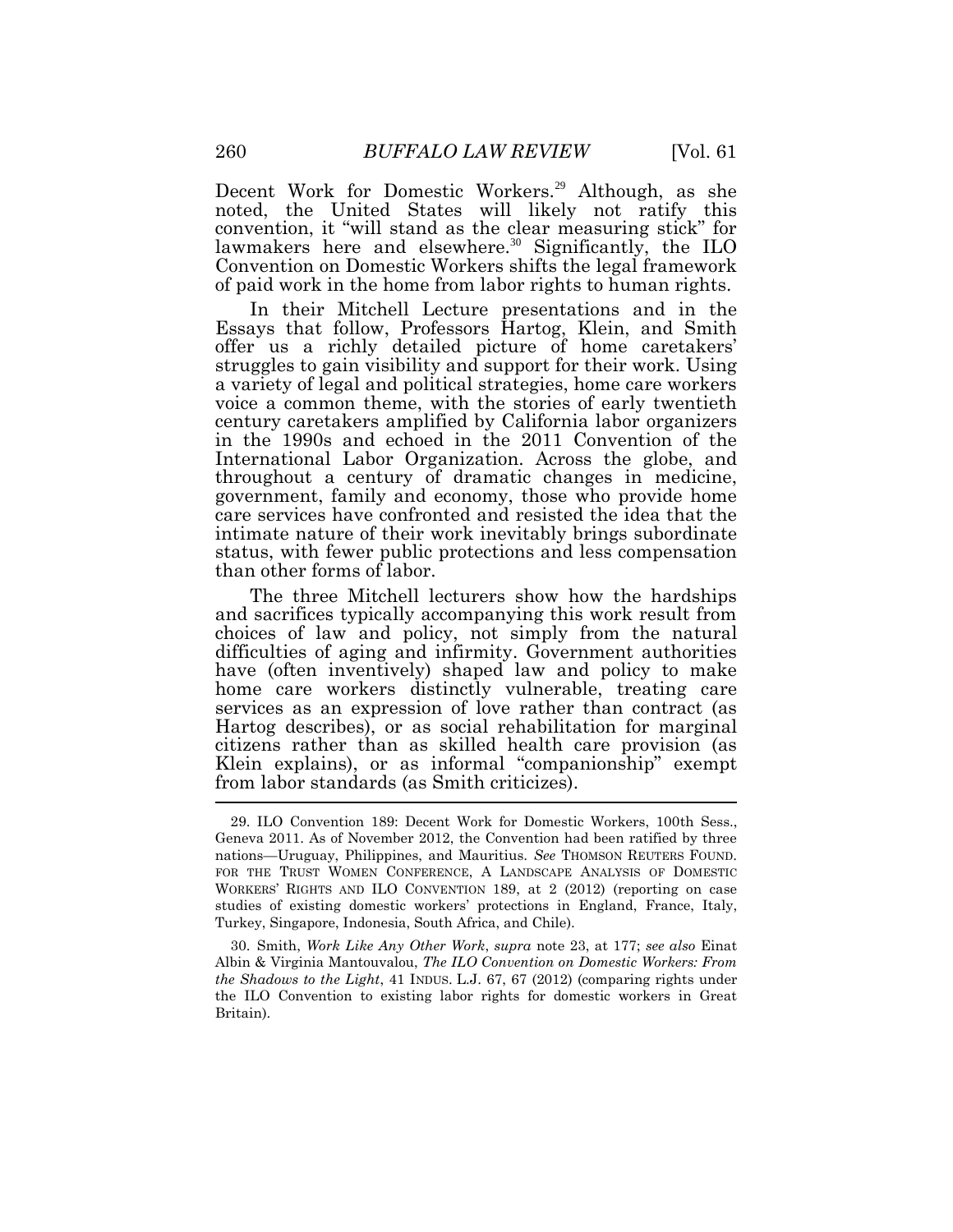Decent Work for Domestic Workers.[29] Although, as she noted, the United States will likely not ratify this convention, it "will stand as the clear measuring stick" for lawmakers here and elsewhere.[30] Significantly, the ILO Convention on Domestic Workers shifts the legal framework of paid work in the home from labor rights to human rights.

In their Mitchell Lecture presentations and in the Essays that follow, Professors Hartog, Klein, and Smith offer us a richly detailed picture of home caretakers' struggles to gain visibility and support for their work. Using a variety of legal and political strategies, home care workers voice a common theme, with the stories of early twentieth century caretakers amplified by California labor organizers in the 1990s and echoed in the 2011 Convention of the International Labor Organization. Across the globe, and throughout a century of dramatic changes in medicine, government, family and economy, those who provide home care services have confronted and resisted the idea that the intimate nature of their work inevitably brings subordinate status, with fewer public protections and less compensation than other forms of labor.

The three Mitchell lecturers show how the hardships and sacrifices typically accompanying this work result from choices of law and policy, not simply from the natural difficulties of aging and infirmity. Government authorities have (often inventively) shaped law and policy to make home care workers distinctly vulnerable, treating care services as an expression of love rather than contract (as Hartog describes), or as social rehabilitation for marginal citizens rather than as skilled health care provision (as Klein explains), or as informal "companionship" exempt from labor standards (as Smith criticizes).

---

29. ILO Convention 189: Decent Work for Domestic Workers, 100th Sess., Geneva 2011. As of November 2012, the Convention had been ratified by three nations—Uruguay, Philippines, and Mauritius. *See* THOMSON REUTERS FOUND. FOR THE TRUST WOMEN CONFERENCE, A LANDSCAPE ANALYSIS OF DOMESTIC WORKERS' RIGHTS AND ILO CONVENTION 189, at 2 (2012) (reporting on case studies of existing domestic workers' protections in England, France, Italy, Turkey, Singapore, Indonesia, South Africa, and Chile).

30. Smith, *Work Like Any Other Work*, *supra* note 23, at 177; *see also* Einat Albin & Virginia Mantouvalou, *The ILO Convention on Domestic Workers: From the Shadows to the Light*, 41 INDUS. L.J. 67, 67 (2012) (comparing rights under the ILO Convention to existing labor rights for domestic workers in Great Britain).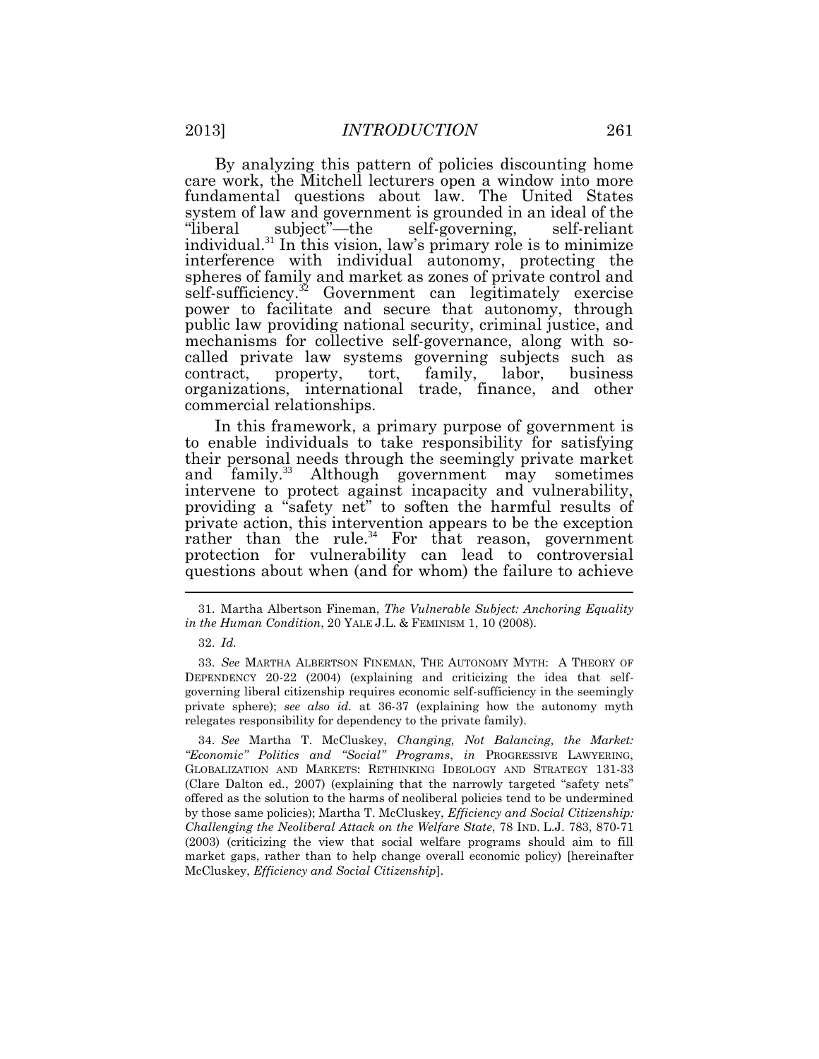By analyzing this pattern of policies discounting home care work, the Mitchell lecturers open a window into more fundamental questions about law. The United States system of law and government is grounded in an ideal of the "liberal subject"—the self-governing, self-reliant individual.[31] In this vision, law's primary role is to minimize interference with individual autonomy, protecting the spheres of family and market as zones of private control and self-sufficiency.[32] Government can legitimately exercise power to facilitate and secure that autonomy, through public law providing national security, criminal justice, and mechanisms for collective self-governance, along with so-called private law systems governing subjects such as contract, property, tort, family, labor, business organizations, international trade, finance, and other commercial relationships.

In this framework, a primary purpose of government is to enable individuals to take responsibility for satisfying their personal needs through the seemingly private market and family.[33] Although government may sometimes intervene to protect against incapacity and vulnerability, providing a "safety net" to soften the harmful results of private action, this intervention appears to be the exception rather than the rule.[34] For that reason, government protection for vulnerability can lead to controversial questions about when (and for whom) the failure to achieve

---

31. Martha Albertson Fineman, *The Vulnerable Subject: Anchoring Equality in the Human Condition*, 20 YALE J.L. & FEMINISM 1, 10 (2008).

32. *Id.*

33. *See* MARTHA ALBERTSON FINEMAN, THE AUTONOMY MYTH: A THEORY OF DEPENDENCY 20-22 (2004) (explaining and criticizing the idea that self-governing liberal citizenship requires economic self-sufficiency in the seemingly private sphere); *see also id.* at 36-37 (explaining how the autonomy myth relegates responsibility for dependency to the private family).

34. *See* Martha T. McCluskey, *Changing, Not Balancing, the Market: "Economic" Politics and "Social" Programs*, *in* PROGRESSIVE LAWYERING, GLOBALIZATION AND MARKETS: RETHINKING IDEOLOGY AND STRATEGY 131-33 (Clare Dalton ed., 2007) (explaining that the narrowly targeted "safety nets" offered as the solution to the harms of neoliberal policies tend to be undermined by those same policies); Martha T. McCluskey, *Efficiency and Social Citizenship: Challenging the Neoliberal Attack on the Welfare State*, 78 IND. L.J. 783, 870-71 (2003) (criticizing the view that social welfare programs should aim to fill market gaps, rather than to help change overall economic policy) [hereinafter McCluskey, *Efficiency and Social Citizenship*].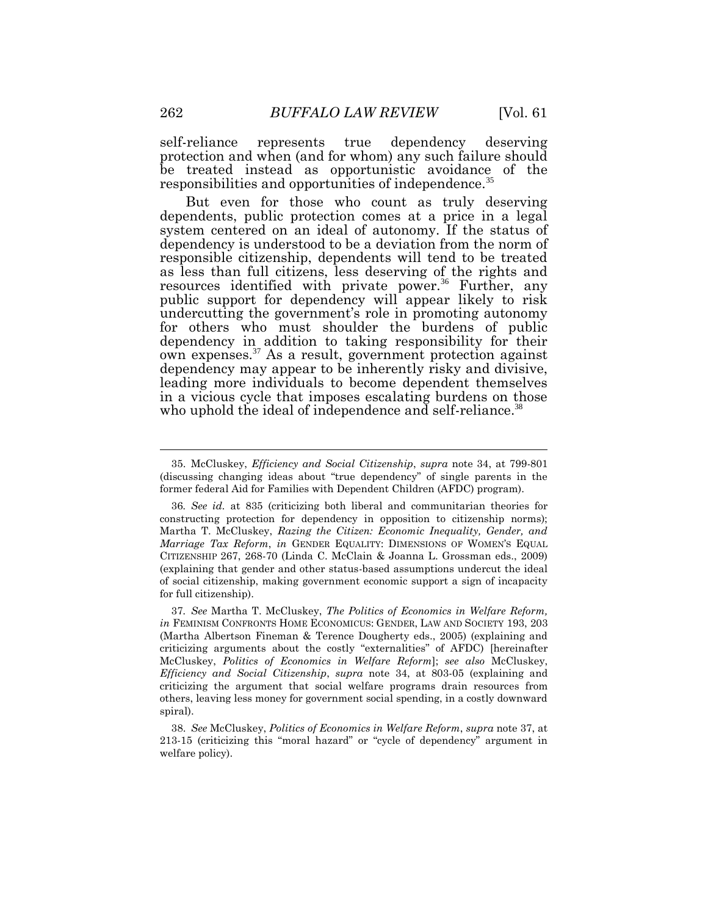self-reliance represents true dependency deserving protection and when (and for whom) any such failure should be treated instead as opportunistic avoidance of the responsibilities and opportunities of independence.[35]

But even for those who count as truly deserving dependents, public protection comes at a price in a legal system centered on an ideal of autonomy. If the status of dependency is understood to be a deviation from the norm of responsible citizenship, dependents will tend to be treated as less than full citizens, less deserving of the rights and resources identified with private power.[36] Further, any public support for dependency will appear likely to risk undercutting the government's role in promoting autonomy for others who must shoulder the burdens of public dependency in addition to taking responsibility for their own expenses.[37] As a result, government protection against dependency may appear to be inherently risky and divisive, leading more individuals to become dependent themselves in a vicious cycle that imposes escalating burdens on those who uphold the ideal of independence and self-reliance.[38]

---

35. McCluskey, *Efficiency and Social Citizenship*, *supra* note 34, at 799-801 (discussing changing ideas about "true dependency" of single parents in the former federal Aid for Families with Dependent Children (AFDC) program).

36. *See id.* at 835 (criticizing both liberal and communitarian theories for constructing protection for dependency in opposition to citizenship norms); Martha T. McCluskey, *Razing the Citizen: Economic Inequality, Gender, and Marriage Tax Reform*, *in* GENDER EQUALITY: DIMENSIONS OF WOMEN'S EQUAL CITIZENSHIP 267, 268-70 (Linda C. McClain & Joanna L. Grossman eds., 2009) (explaining that gender and other status-based assumptions undercut the ideal of social citizenship, making government economic support a sign of incapacity for full citizenship).

37. *See* Martha T. McCluskey, *The Politics of Economics in Welfare Reform*, *in* FEMINISM CONFRONTS HOME ECONOMICUS: GENDER, LAW AND SOCIETY 193, 203 (Martha Albertson Fineman & Terence Dougherty eds., 2005) (explaining and criticizing arguments about the costly "externalities" of AFDC) [hereinafter McCluskey, *Politics of Economics in Welfare Reform*]; *see also* McCluskey, *Efficiency and Social Citizenship*, *supra* note 34, at 803-05 (explaining and criticizing the argument that social welfare programs drain resources from others, leaving less money for government social spending, in a costly downward spiral).

38. *See* McCluskey, *Politics of Economics in Welfare Reform*, *supra* note 37, at 213-15 (criticizing this "moral hazard" or "cycle of dependency" argument in welfare policy).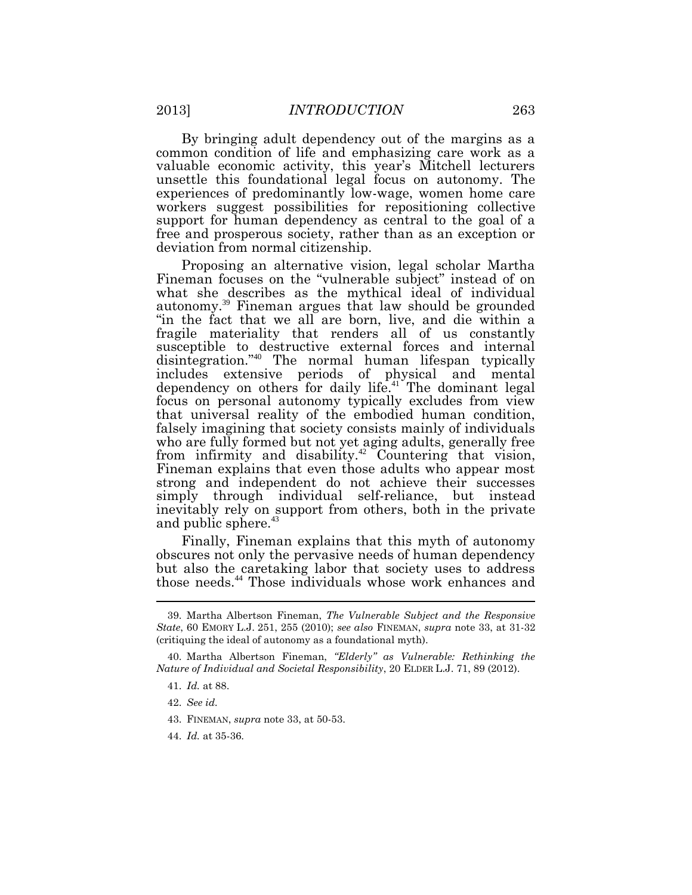By bringing adult dependency out of the margins as a common condition of life and emphasizing care work as a valuable economic activity, this year's Mitchell lecturers unsettle this foundational legal focus on autonomy. The experiences of predominantly low-wage, women home care workers suggest possibilities for repositioning collective support for human dependency as central to the goal of a free and prosperous society, rather than as an exception or deviation from normal citizenship.

Proposing an alternative vision, legal scholar Martha Fineman focuses on the "vulnerable subject" instead of on what she describes as the mythical ideal of individual autonomy.[39] Fineman argues that law should be grounded "in the fact that we all are born, live, and die within a fragile materiality that renders all of us constantly susceptible to destructive external forces and internal disintegration."[40] The normal human lifespan typically includes extensive periods of physical and mental dependency on others for daily life.[41] The dominant legal focus on personal autonomy typically excludes from view that universal reality of the embodied human condition, falsely imagining that society consists mainly of individuals who are fully formed but not yet aging adults, generally free from infirmity and disability.[42] Countering that vision, Fineman explains that even those adults who appear most strong and independent do not achieve their successes simply through individual self-reliance, but instead inevitably rely on support from others, both in the private and public sphere.[43]

Finally, Fineman explains that this myth of autonomy obscures not only the pervasive needs of human dependency but also the caretaking labor that society uses to address those needs.[44] Those individuals whose work enhances and

---

39. Martha Albertson Fineman, *The Vulnerable Subject and the Responsive State*, 60 EMORY L.J. 251, 255 (2010); *see also* FINEMAN, *supra* note 33, at 31-32 (critiquing the ideal of autonomy as a foundational myth).

40. Martha Albertson Fineman, *"Elderly" as Vulnerable: Rethinking the Nature of Individual and Societal Responsibility*, 20 ELDER L.J. 71, 89 (2012).

41. *Id.* at 88.

42. *See id.*

43. FINEMAN, *supra* note 33, at 50-53.

44. *Id.* at 35-36.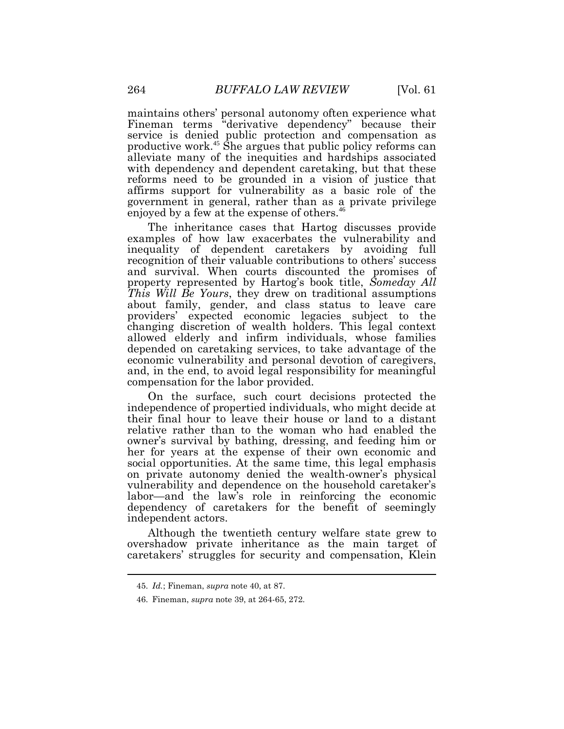maintains others' personal autonomy often experience what Fineman terms "derivative dependency" because their service is denied public protection and compensation as productive work.[45] She argues that public policy reforms can alleviate many of the inequities and hardships associated with dependency and dependent caretaking, but that these reforms need to be grounded in a vision of justice that affirms support for vulnerability as a basic role of the government in general, rather than as a private privilege enjoyed by a few at the expense of others.[46]

The inheritance cases that Hartog discusses provide examples of how law exacerbates the vulnerability and inequality of dependent caretakers by avoiding full recognition of their valuable contributions to others' success and survival. When courts discounted the promises of property represented by Hartog's book title, *Someday All This Will Be Yours*, they drew on traditional assumptions about family, gender, and class status to leave care providers' expected economic legacies subject to the changing discretion of wealth holders. This legal context allowed elderly and infirm individuals, whose families depended on caretaking services, to take advantage of the economic vulnerability and personal devotion of caregivers, and, in the end, to avoid legal responsibility for meaningful compensation for the labor provided.

On the surface, such court decisions protected the independence of propertied individuals, who might decide at their final hour to leave their house or land to a distant relative rather than to the woman who had enabled the owner's survival by bathing, dressing, and feeding him or her for years at the expense of their own economic and social opportunities. At the same time, this legal emphasis on private autonomy denied the wealth-owner's physical vulnerability and dependence on the household caretaker's labor—and the law's role in reinforcing the economic dependency of caretakers for the benefit of seemingly independent actors.

Although the twentieth century welfare state grew to overshadow private inheritance as the main target of caretakers' struggles for security and compensation, Klein

45. *Id.*; Fineman, *supra* note 40, at 87.

46. Fineman, *supra* note 39, at 264-65, 272.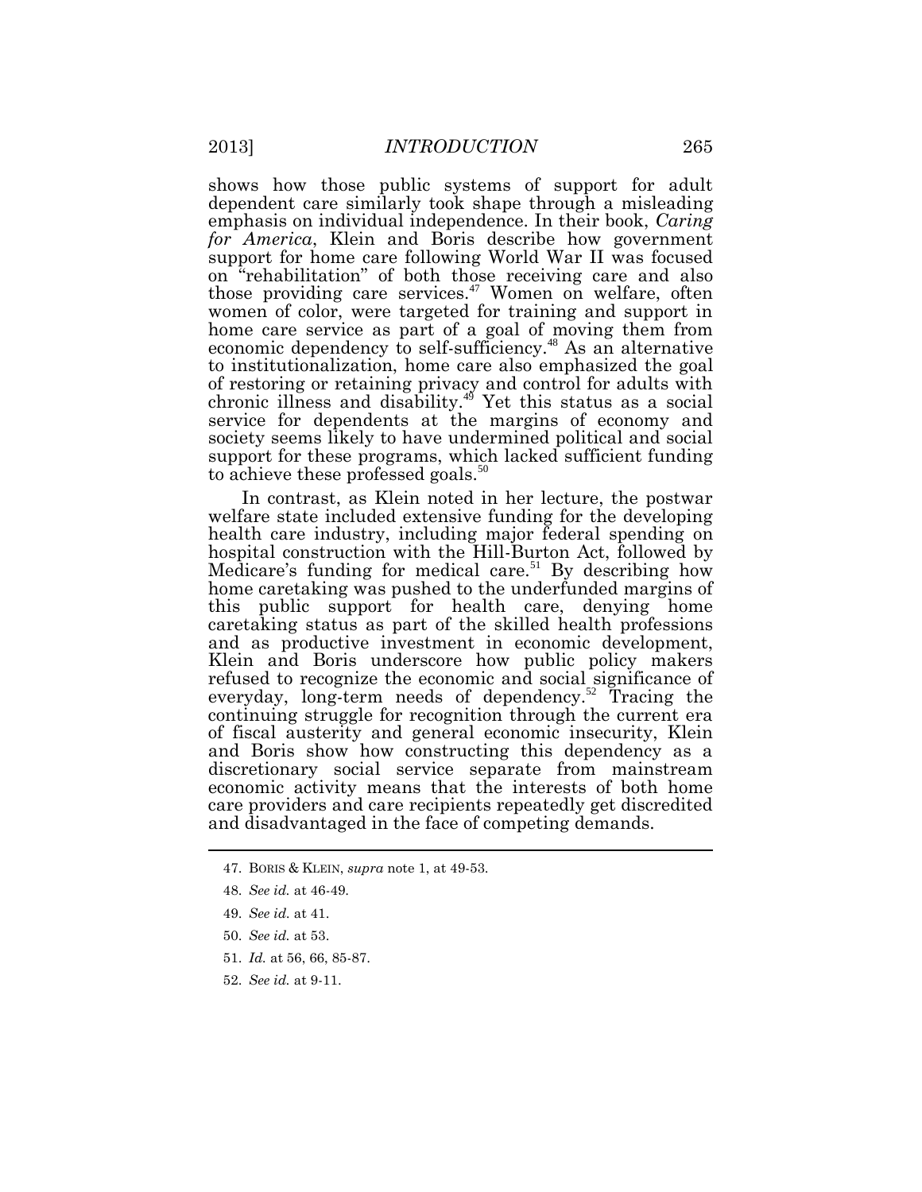shows how those public systems of support for adult dependent care similarly took shape through a misleading emphasis on individual independence. In their book, *Caring for America*, Klein and Boris describe how government support for home care following World War II was focused on "rehabilitation" of both those receiving care and also those providing care services.[47] Women on welfare, often women of color, were targeted for training and support in home care service as part of a goal of moving them from economic dependency to self-sufficiency.[48] As an alternative to institutionalization, home care also emphasized the goal of restoring or retaining privacy and control for adults with chronic illness and disability.[49] Yet this status as a social service for dependents at the margins of economy and society seems likely to have undermined political and social support for these programs, which lacked sufficient funding to achieve these professed goals.[50]

In contrast, as Klein noted in her lecture, the postwar welfare state included extensive funding for the developing health care industry, including major federal spending on hospital construction with the Hill-Burton Act, followed by Medicare's funding for medical care.[51] By describing how home caretaking was pushed to the underfunded margins of this public support for health care, denying home caretaking status as part of the skilled health professions and as productive investment in economic development, Klein and Boris underscore how public policy makers refused to recognize the economic and social significance of everyday, long-term needs of dependency.[52] Tracing the continuing struggle for recognition through the current era of fiscal austerity and general economic insecurity, Klein and Boris show how constructing this dependency as a discretionary social service separate from mainstream economic activity means that the interests of both home care providers and care recipients repeatedly get discredited and disadvantaged in the face of competing demands.

---

47. BORIS & KLEIN, *supra* note 1, at 49-53.

48. *See id.* at 46-49.

49. *See id.* at 41.

50. *See id.* at 53.

51. *Id.* at 56, 66, 85-87.

52. *See id.* at 9-11.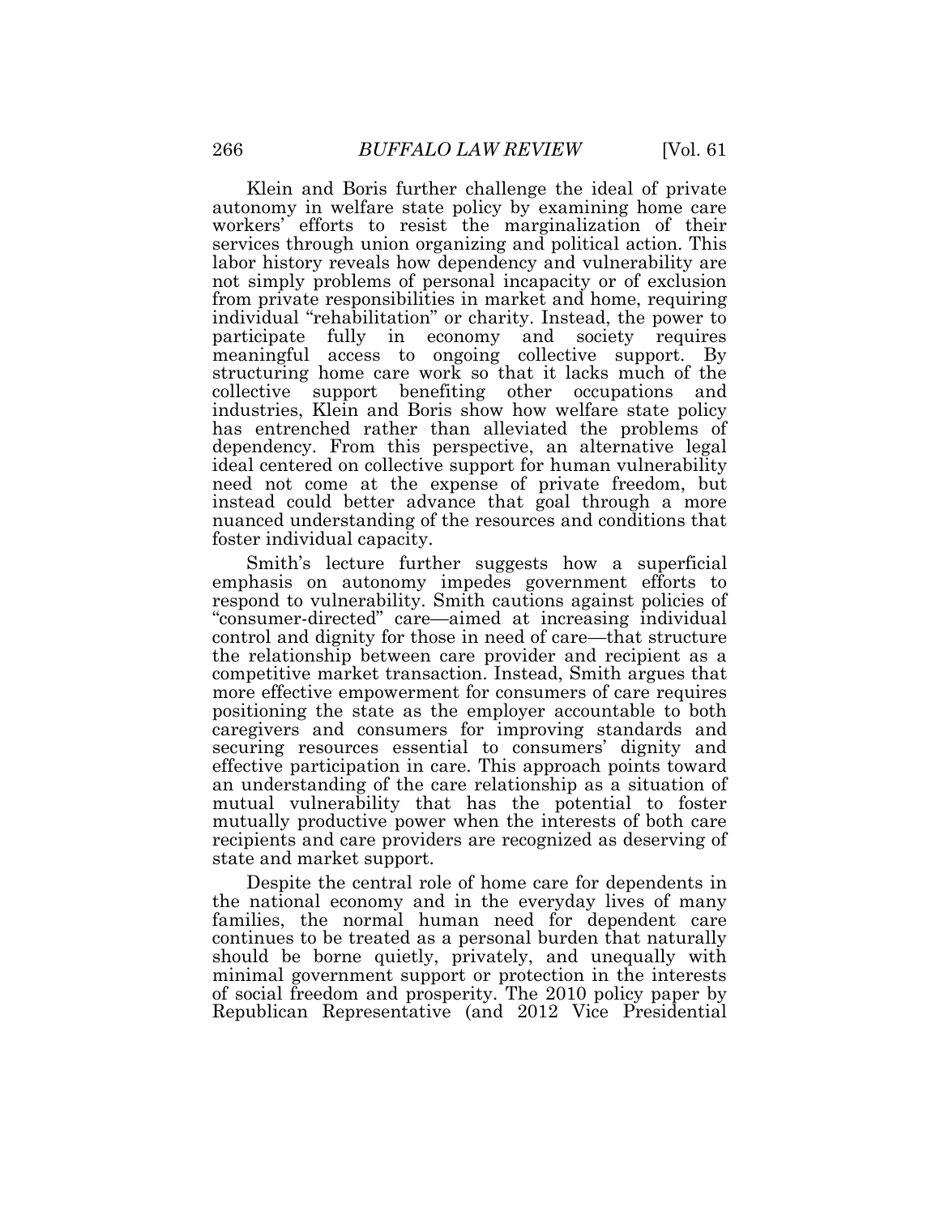Klein and Boris further challenge the ideal of private autonomy in welfare state policy by examining home care workers' efforts to resist the marginalization of their services through union organizing and political action. This labor history reveals how dependency and vulnerability are not simply problems of personal incapacity or of exclusion from private responsibilities in market and home, requiring individual "rehabilitation" or charity. Instead, the power to participate fully in economy and society requires meaningful access to ongoing collective support. By structuring home care work so that it lacks much of the collective support benefiting other occupations and industries, Klein and Boris show how welfare state policy has entrenched rather than alleviated the problems of dependency. From this perspective, an alternative legal ideal centered on collective support for human vulnerability need not come at the expense of private freedom, but instead could better advance that goal through a more nuanced understanding of the resources and conditions that foster individual capacity.

Smith's lecture further suggests how a superficial emphasis on autonomy impedes government efforts to respond to vulnerability. Smith cautions against policies of "consumer-directed" care—aimed at increasing individual control and dignity for those in need of care—that structure the relationship between care provider and recipient as a competitive market transaction. Instead, Smith argues that more effective empowerment for consumers of care requires positioning the state as the employer accountable to both caregivers and consumers for improving standards and securing resources essential to consumers' dignity and effective participation in care. This approach points toward an understanding of the care relationship as a situation of mutual vulnerability that has the potential to foster mutually productive power when the interests of both care recipients and care providers are recognized as deserving of state and market support.

Despite the central role of home care for dependents in the national economy and in the everyday lives of many families, the normal human need for dependent care continues to be treated as a personal burden that naturally should be borne quietly, privately, and unequally with minimal government support or protection in the interests of social freedom and prosperity. The 2010 policy paper by Republican Representative (and 2012 Vice Presidential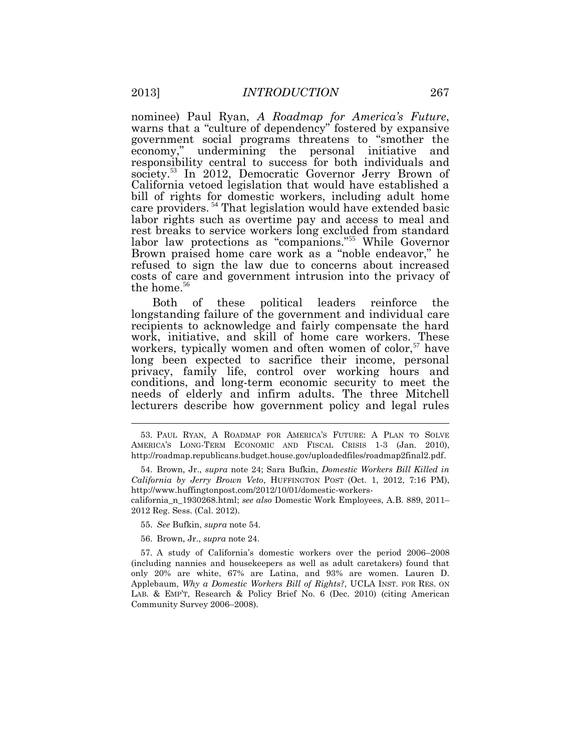nominee) Paul Ryan, *A Roadmap for America's Future*, warns that a "culture of dependency" fostered by expansive government social programs threatens to "smother the economy," undermining the personal initiative and responsibility central to success for both individuals and society.[53] In 2012, Democratic Governor Jerry Brown of California vetoed legislation that would have established a bill of rights for domestic workers, including adult home care providers.[54] That legislation would have extended basic labor rights such as overtime pay and access to meal and rest breaks to service workers long excluded from standard labor law protections as "companions."[55] While Governor Brown praised home care work as a "noble endeavor," he refused to sign the law due to concerns about increased costs of care and government intrusion into the privacy of the home.[56]

Both of these political leaders reinforce the longstanding failure of the government and individual care recipients to acknowledge and fairly compensate the hard work, initiative, and skill of home care workers. These workers, typically women and often women of color,[57] have long been expected to sacrifice their income, personal privacy, family life, control over working hours and conditions, and long-term economic security to meet the needs of elderly and infirm adults. The three Mitchell lecturers describe how government policy and legal rules

---

53. PAUL RYAN, A ROADMAP FOR AMERICA'S FUTURE: A PLAN TO SOLVE AMERICA'S LONG-TERM ECONOMIC AND FISCAL CRISIS 1-3 (Jan. 2010), http://roadmap.republicans.budget.house.gov/uploadedfiles/roadmap2final2.pdf.

54. Brown, Jr., *supra* note 24; Sara Bufkin, *Domestic Workers Bill Killed in California by Jerry Brown Veto*, HUFFINGTON POST (Oct. 1, 2012, 7:16 PM), http://www.huffingtonpost.com/2012/10/01/domestic-workers-california_n_1930268.html; *see also* Domestic Work Employees, A.B. 889, 2011–2012 Reg. Sess. (Cal. 2012).

55. *See* Bufkin, *supra* note 54.

56. Brown, Jr., *supra* note 24.

57. A study of California's domestic workers over the period 2006–2008 (including nannies and housekeepers as well as adult caretakers) found that only 20% are white, 67% are Latina, and 93% are women. Lauren D. Applebaum, *Why a Domestic Workers Bill of Rights?*, UCLA INST. FOR RES. ON LAB. & EMP'T, Research & Policy Brief No. 6 (Dec. 2010) (citing American Community Survey 2006–2008).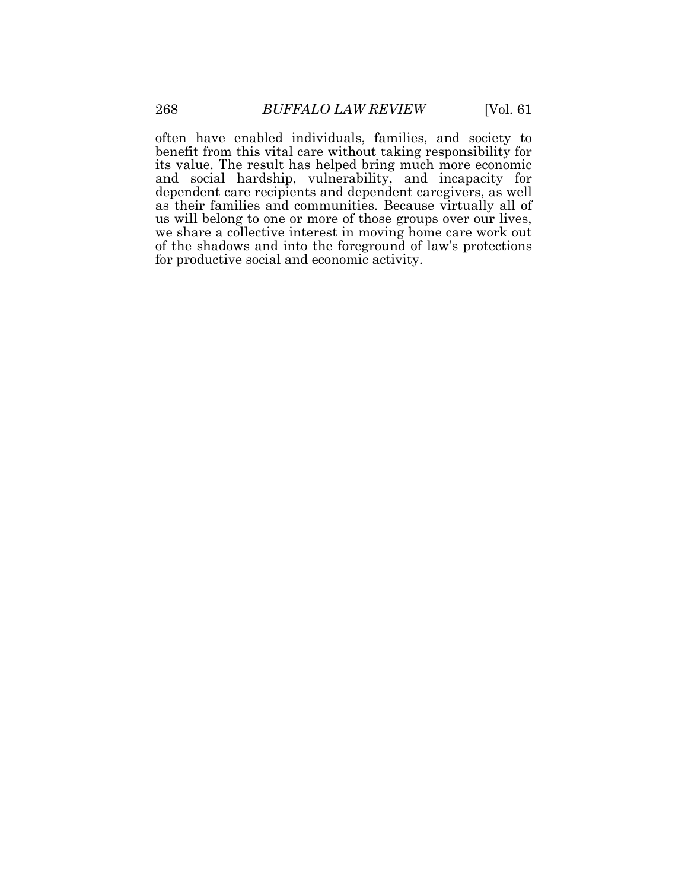often have enabled individuals, families, and society to benefit from this vital care without taking responsibility for its value. The result has helped bring much more economic and social hardship, vulnerability, and incapacity for dependent care recipients and dependent caregivers, as well as their families and communities. Because virtually all of us will belong to one or more of those groups over our lives, we share a collective interest in moving home care work out of the shadows and into the foreground of law's protections for productive social and economic activity.